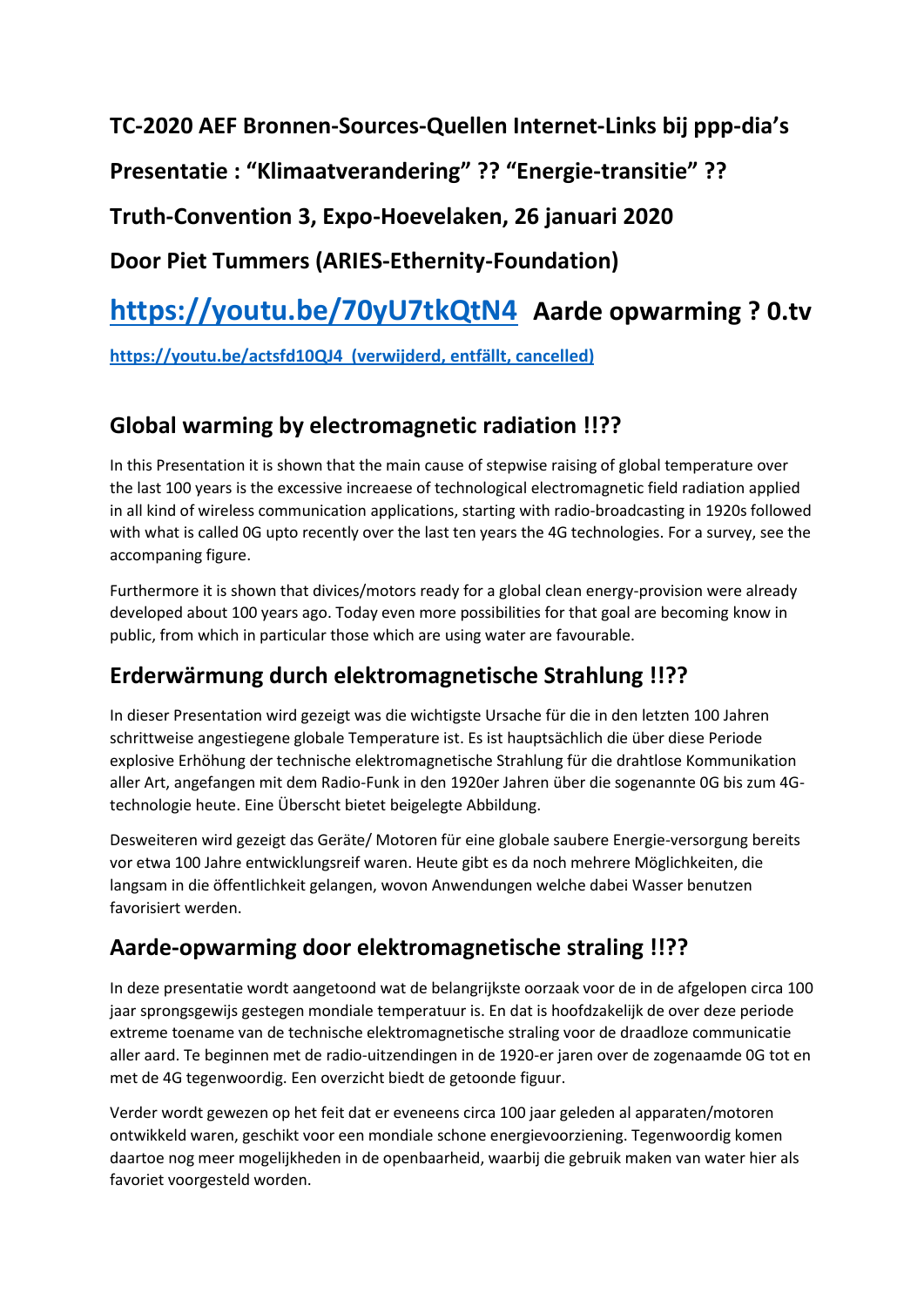**TC-2020 AEF Bronnen-Sources-Quellen Internet-Links bij ppp-dia's**

**Presentatie : "Klimaatverandering" ?? "Energie-transitie" ??**

**Truth-Convention 3, Expo-Hoevelaken, 26 januari 2020**

**Door Piet Tummers (ARIES-Ethernity-Foundation)**

# https://youtu.be/70yU7tkQtN4 Aarde opwarming ? 0.tv

https://youtu.be/actsfd10QJ4 (verwijderd, entfällt, cancelled)

## Global warming by electromagnetic radiation !!??

In this Presentation it is shown that the main cause of stepwise raising of global temperature over the last 100 years is the excessive increaese of technological electromagnetic field radiation applied in all kind of wireless communication applications, starting with radio-broadcasting in 1920s followed with what is called 0G upto recently over the last ten years the 4G technologies. For a survey, see the accompaning figure.

Furthermore it is shown that divices/motors ready for a global clean energy-provision were already developed about 100 years ago. Today even more possibilities for that goal are becoming know in public, from which in particular those which are using water are favourable.

## Erderwärmung durch elektromagnetische Strahlung !!??

In dieser Presentation wird gezeigt was die wichtigste Ursache für die in den letzten 100 Jahren schrittweise angestiegene globale Temperature ist. Es ist hauptsächlich die über diese Periode explosive Erhöhung der technische elektromagnetische Strahlung für die drahtlose Kommunikation aller Art, angefangen mit dem Radio-Funk in den 1920er Jahren über die sogenannte 0G bis zum 4G-technologie heute. Eine Überscht bietet beigelegte Abbildung.

Desweiteren wird gezeigt das Geräte/ Motoren für eine globale saubere Energie-versorgung bereits vor etwa 100 Jahre entwicklungsreif waren. Heute gibt es da noch mehrere Möglichkeiten, die langsam in die öffentlichkeit gelangen, wovon Anwendungen welche dabei Wasser benutzen favorisiert werden.

## Aarde-opwarming door elektromagnetische straling !!??

In deze presentatie wordt aangetoond wat de belangrijkste oorzaak voor de in de afgelopen circa 100 jaar sprongsgewijs gestegen mondiale temperatuur is. En dat is hoofdzakelijk de over deze periode extreme toename van de technische elektromagnetische straling voor de draadloze communicatie aller aard. Te beginnen met de radio-uitzendingen in de 1920-er jaren over de zogenaamde 0G tot en met de 4G tegenwoordig. Een overzicht biedt de getoonde figuur.

Verder wordt gewezen op het feit dat er eveneens circa 100 jaar geleden al apparaten/motoren ontwikkeld waren, geschikt voor een mondiale schone energievoorziening. Tegenwoordig komen daartoe nog meer mogelijkheden in de openbaarheid, waarbij die gebruik maken van water hier als favoriet voorgesteld worden.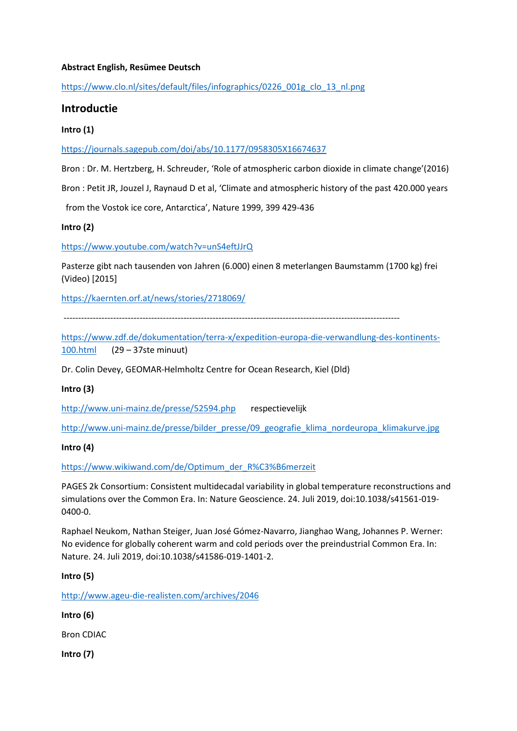**Abstract English, Resümee Deutsch**

https://www.clo.nl/sites/default/files/infographics/0226_001g_clo_13_nl.png

## Introductie

**Intro (1)**

https://journals.sagepub.com/doi/abs/10.1177/0958305X16674637

Bron : Dr. M. Hertzberg, H. Schreuder, 'Role of atmospheric carbon dioxide in climate change'(2016)

Bron : Petit JR, Jouzel J, Raynaud D et al, 'Climate and atmospheric history of the past 420.000 years from the Vostok ice core, Antarctica', Nature 1999, 399 429-436

**Intro (2)**

https://www.youtube.com/watch?v=unS4eftJJrQ

Pasterze gibt nach tausenden von Jahren (6.000) einen 8 meterlangen Baumstamm (1700 kg) frei (Video) [2015]

https://kaernten.orf.at/news/stories/2718069/

---

https://www.zdf.de/dokumentation/terra-x/expedition-europa-die-verwandlung-des-kontinents-100.html (29 – 37ste minuut)

Dr. Colin Devey, GEOMAR-Helmholtz Centre for Ocean Research, Kiel (Dld)

**Intro (3)**

http://www.uni-mainz.de/presse/52594.php respectievelijk

http://www.uni-mainz.de/presse/bilder_presse/09_geografie_klima_nordeuropa_klimakurve.jpg

**Intro (4)**

https://www.wikiwand.com/de/Optimum_der_R%C3%B6merzeit

PAGES 2k Consortium: Consistent multidecadal variability in global temperature reconstructions and simulations over the Common Era. In: Nature Geoscience. 24. Juli 2019, doi:10.1038/s41561-019-0400-0.

Raphael Neukom, Nathan Steiger, Juan José Gómez-Navarro, Jianghao Wang, Johannes P. Werner: No evidence for globally coherent warm and cold periods over the preindustrial Common Era. In: Nature. 24. Juli 2019, doi:10.1038/s41586-019-1401-2.

**Intro (5)**

http://www.ageu-die-realisten.com/archives/2046

**Intro (6)**

Bron CDIAC

**Intro (7)**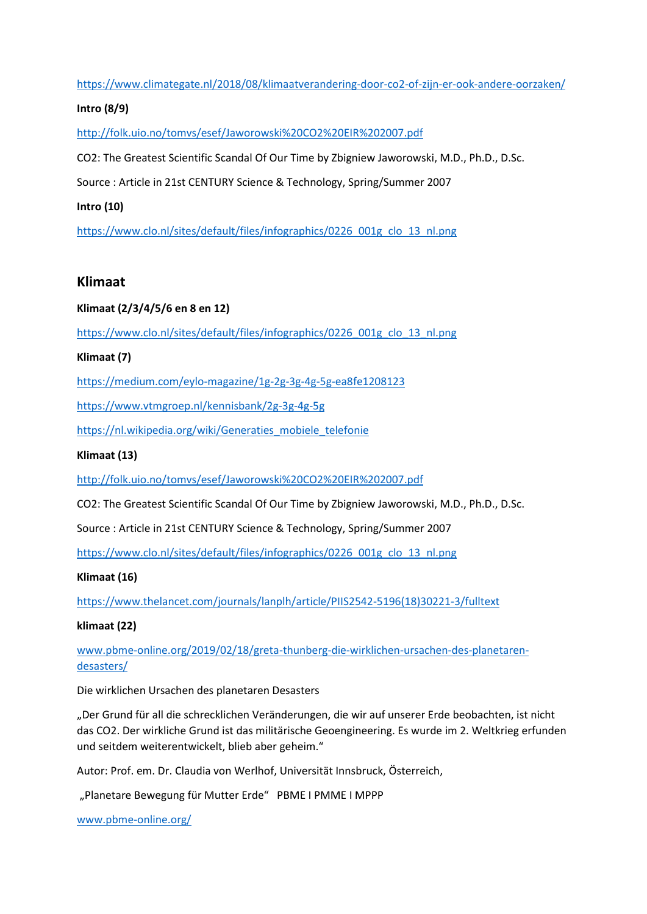https://www.climategate.nl/2018/08/klimaatverandering-door-co2-of-zijn-er-ook-andere-oorzaken/

**Intro (8/9)**

http://folk.uio.no/tomvs/esef/Jaworowski%20CO2%20EIR%202007.pdf

CO2: The Greatest Scientific Scandal Of Our Time by Zbigniew Jaworowski, M.D., Ph.D., D.Sc.

Source : Article in 21st CENTURY Science & Technology, Spring/Summer 2007

**Intro (10)**

https://www.clo.nl/sites/default/files/infographics/0226_001g_clo_13_nl.png

## Klimaat

**Klimaat (2/3/4/5/6 en 8 en 12)**

https://www.clo.nl/sites/default/files/infographics/0226_001g_clo_13_nl.png

**Klimaat (7)**

https://medium.com/eylo-magazine/1g-2g-3g-4g-5g-ea8fe1208123

https://www.vtmgroep.nl/kennisbank/2g-3g-4g-5g

https://nl.wikipedia.org/wiki/Generaties_mobiele_telefonie

**Klimaat (13)**

http://folk.uio.no/tomvs/esef/Jaworowski%20CO2%20EIR%202007.pdf

CO2: The Greatest Scientific Scandal Of Our Time by Zbigniew Jaworowski, M.D., Ph.D., D.Sc.

Source : Article in 21st CENTURY Science & Technology, Spring/Summer 2007

https://www.clo.nl/sites/default/files/infographics/0226_001g_clo_13_nl.png

**Klimaat (16)**

https://www.thelancet.com/journals/lanplh/article/PIIS2542-5196(18)30221-3/fulltext

**klimaat (22)**

www.pbme-online.org/2019/02/18/greta-thunberg-die-wirklichen-ursachen-des-planetaren-desasters/

Die wirklichen Ursachen des planetaren Desasters

„Der Grund für all die schrecklichen Veränderungen, die wir auf unserer Erde beobachten, ist nicht das CO2. Der wirkliche Grund ist das militärische Geoengineering. Es wurde im 2. Weltkrieg erfunden und seitdem weiterentwickelt, blieb aber geheim."

Autor: Prof. em. Dr. Claudia von Werlhof, Universität Innsbruck, Österreich,

„Planetare Bewegung für Mutter Erde" PBME I PMME I MPPP

www.pbme-online.org/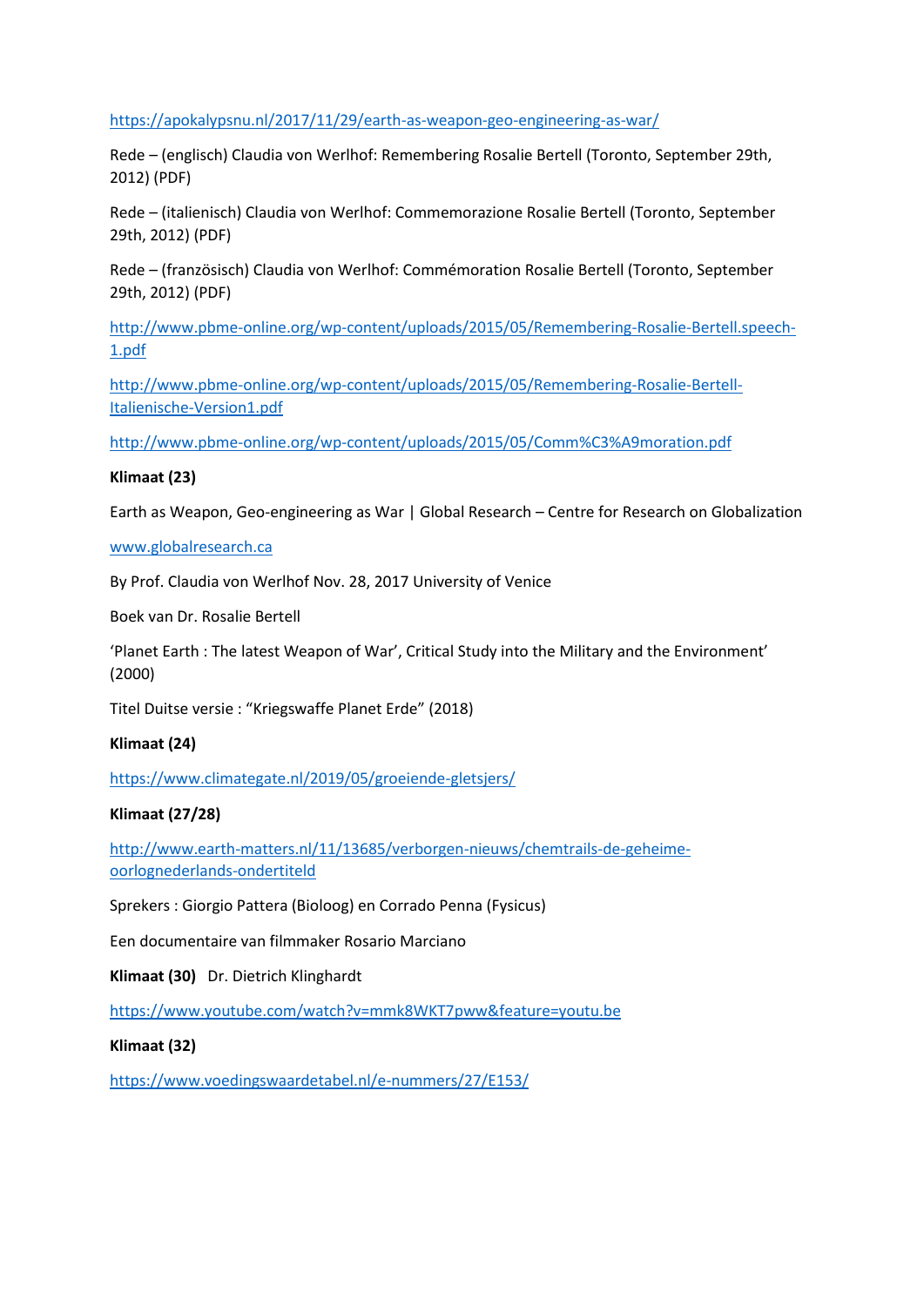https://apokalypsnu.nl/2017/11/29/earth-as-weapon-geo-engineering-as-war/

Rede – (englisch) Claudia von Werlhof: Remembering Rosalie Bertell (Toronto, September 29th, 2012) (PDF)

Rede – (italienisch) Claudia von Werlhof: Commemorazione Rosalie Bertell (Toronto, September 29th, 2012) (PDF)

Rede – (französisch) Claudia von Werlhof: Commémoration Rosalie Bertell (Toronto, September 29th, 2012) (PDF)

http://www.pbme-online.org/wp-content/uploads/2015/05/Remembering-Rosalie-Bertell.speech-1.pdf

http://www.pbme-online.org/wp-content/uploads/2015/05/Remembering-Rosalie-Bertell-Italienische-Version1.pdf

http://www.pbme-online.org/wp-content/uploads/2015/05/Comm%C3%A9moration.pdf

**Klimaat (23)**

Earth as Weapon, Geo-engineering as War | Global Research – Centre for Research on Globalization

www.globalresearch.ca

By Prof. Claudia von Werlhof Nov. 28, 2017 University of Venice

Boek van Dr. Rosalie Bertell

'Planet Earth : The latest Weapon of War', Critical Study into the Military and the Environment' (2000)

Titel Duitse versie : "Kriegswaffe Planet Erde" (2018)

**Klimaat (24)**

https://www.climategate.nl/2019/05/groeiende-gletsjers/

**Klimaat (27/28)**

http://www.earth-matters.nl/11/13685/verborgen-nieuws/chemtrails-de-geheime-oorlognederlands-ondertiteld

Sprekers : Giorgio Pattera (Bioloog) en Corrado Penna (Fysicus)

Een documentaire van filmmaker Rosario Marciano

**Klimaat (30)** Dr. Dietrich Klinghardt

https://www.youtube.com/watch?v=mmk8WKT7pww&feature=youtu.be

**Klimaat (32)**

https://www.voedingswaardetabel.nl/e-nummers/27/E153/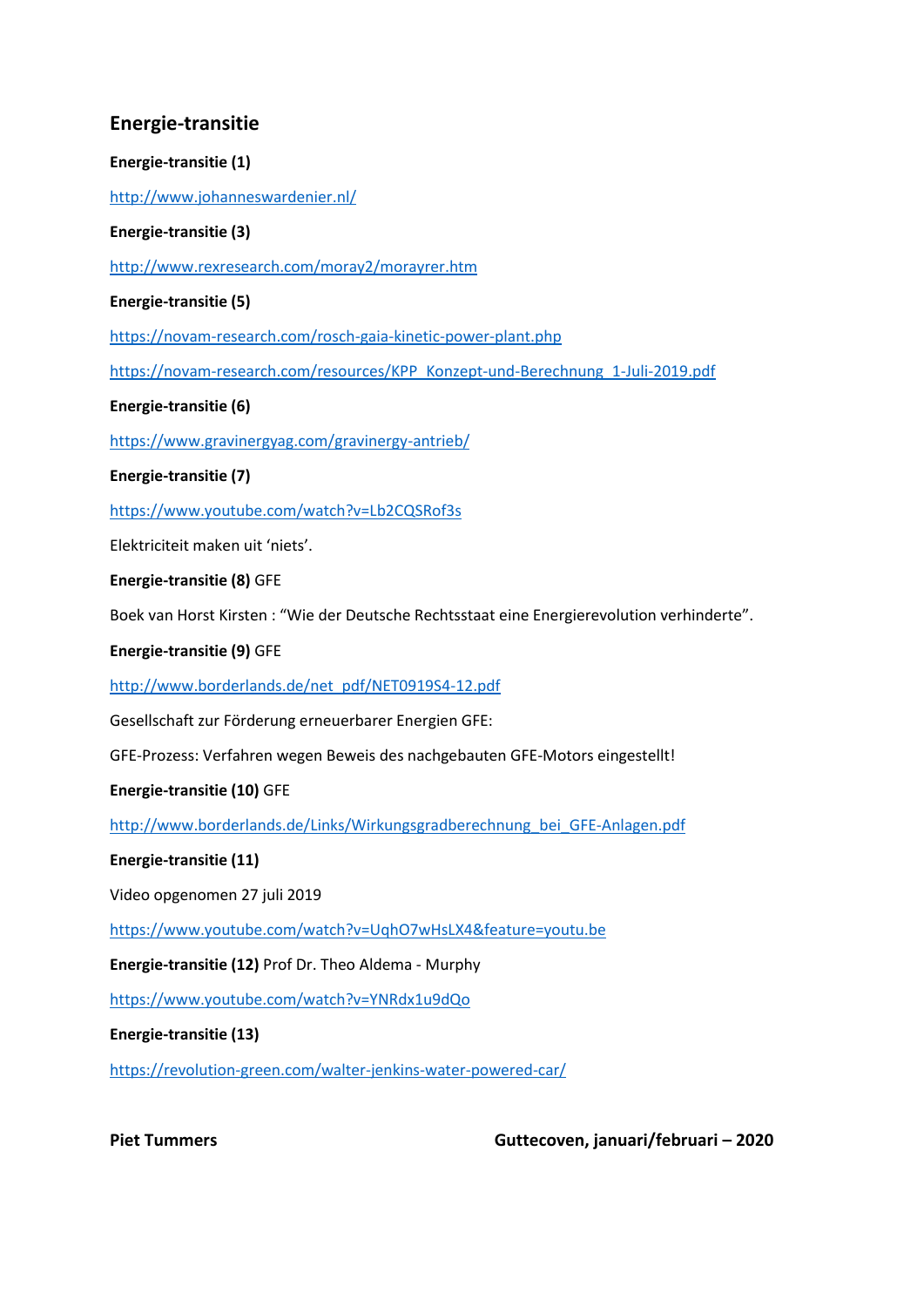## Energie-transitie

**Energie-transitie (1)**

http://www.johanneswardenier.nl/

**Energie-transitie (3)**

http://www.rexresearch.com/moray2/morayrer.htm

**Energie-transitie (5)**

https://novam-research.com/rosch-gaia-kinetic-power-plant.php

https://novam-research.com/resources/KPP_Konzept-und-Berechnung_1-Juli-2019.pdf

**Energie-transitie (6)**

https://www.gravinergyag.com/gravinergy-antrieb/

**Energie-transitie (7)**

https://www.youtube.com/watch?v=Lb2CQSRof3s

Elektriciteit maken uit 'niets'.

**Energie-transitie (8)** GFE

Boek van Horst Kirsten : "Wie der Deutsche Rechtsstaat eine Energierevolution verhinderte".

**Energie-transitie (9)** GFE

http://www.borderlands.de/net_pdf/NET0919S4-12.pdf

Gesellschaft zur Förderung erneuerbarer Energien GFE:

GFE-Prozess: Verfahren wegen Beweis des nachgebauten GFE-Motors eingestellt!

**Energie-transitie (10)** GFE

http://www.borderlands.de/Links/Wirkungsgradberechnung_bei_GFE-Anlagen.pdf

**Energie-transitie (11)**

Video opgenomen 27 juli 2019

https://www.youtube.com/watch?v=UqhO7wHsLX4&feature=youtu.be

**Energie-transitie (12)** Prof Dr. Theo Aldema - Murphy

https://www.youtube.com/watch?v=YNRdx1u9dQo

**Energie-transitie (13)**

https://revolution-green.com/walter-jenkins-water-powered-car/

**Piet Tummers** **Guttecoven, januari/februari – 2020**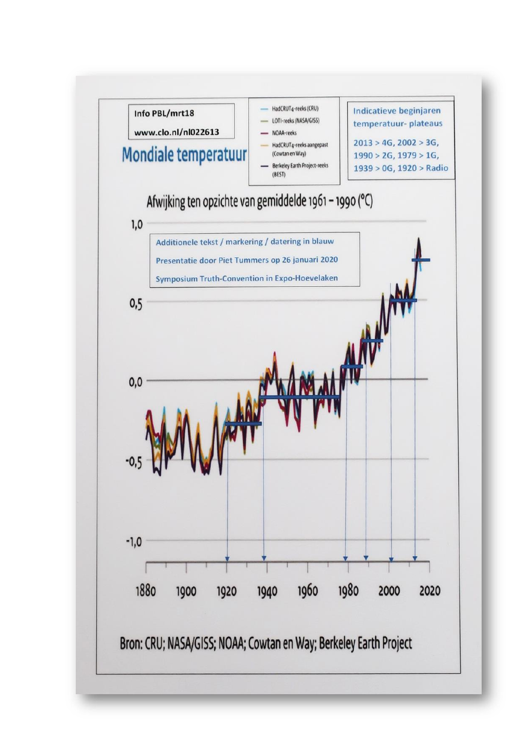Info PBL/mrt18

www.clo.nl/nl022613

## Mondiale temperatuur

- HadCRUT4-reeks (CRU)
- LOTI-reeks (NASA/GISS)
- NOAA-reeks
- HadCRUT4-reeks aangepast (Cowtan en Way)
- Berkeley Earth Project-reeks (BEST)

Indicatieve beginjaren temperatuur- plateaus

2013 > 4G, 2002 > 3G, 1990 > 2G, 1979 > 1G, 1939 > 0G, 1920 > Radio

Afwijking ten opzichte van gemiddelde 1961 – 1990 (°C)

Additionele tekst / markering / datering in blauw

Presentatie door Piet Tummers op 26 januari 2020

Symposium Truth-Convention in Expo-Hoevelaken

1,0

0,5

0,0

-0,5

-1,0

1880 1900 1920 1940 1960 1980 2000 2020

Bron: CRU; NASA/GISS; NOAA; Cowtan en Way; Berkeley Earth Project